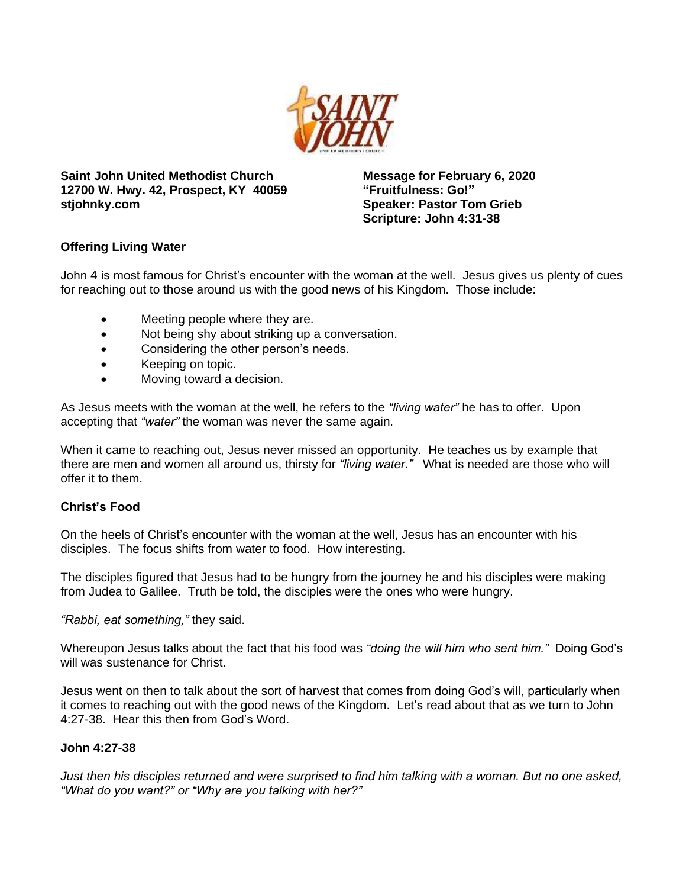**Saint John United Methodist Church**
**12700 W. Hwy. 42, Prospect, KY 40059**
**stjohnky.com**

**Message for February 6, 2020**
**"Fruitfulness: Go!"**
**Speaker: Pastor Tom Grieb**
**Scripture: John 4:31-38**

### Offering Living Water

John 4 is most famous for Christ's encounter with the woman at the well. Jesus gives us plenty of cues for reaching out to those around us with the good news of his Kingdom. Those include:

- Meeting people where they are.
- Not being shy about striking up a conversation.
- Considering the other person's needs.
- Keeping on topic.
- Moving toward a decision.

As Jesus meets with the woman at the well, he refers to the *"living water"* he has to offer. Upon accepting that *"water"* the woman was never the same again.

When it came to reaching out, Jesus never missed an opportunity. He teaches us by example that there are men and women all around us, thirsty for *"living water."* What is needed are those who will offer it to them.

### Christ's Food

On the heels of Christ's encounter with the woman at the well, Jesus has an encounter with his disciples. The focus shifts from water to food. How interesting.

The disciples figured that Jesus had to be hungry from the journey he and his disciples were making from Judea to Galilee. Truth be told, the disciples were the ones who were hungry.

*"Rabbi, eat something,"* they said.

Whereupon Jesus talks about the fact that his food was *"doing the will him who sent him."* Doing God's will was sustenance for Christ.

Jesus went on then to talk about the sort of harvest that comes from doing God's will, particularly when it comes to reaching out with the good news of the Kingdom. Let's read about that as we turn to John 4:27-38. Hear this then from God's Word.

### John 4:27-38

*Just then his disciples returned and were surprised to find him talking with a woman. But no one asked, "What do you want?" or "Why are you talking with her?"*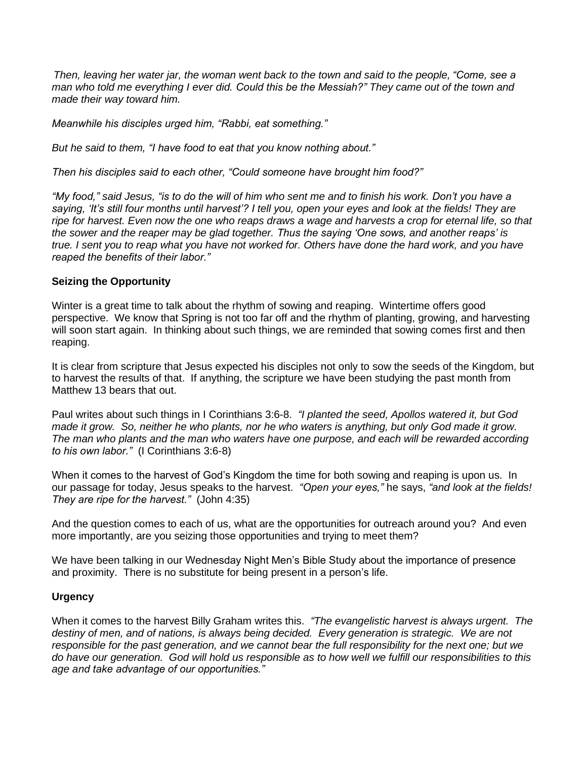*Then, leaving her water jar, the woman went back to the town and said to the people, "Come, see a man who told me everything I ever did. Could this be the Messiah?" They came out of the town and made their way toward him.*

*Meanwhile his disciples urged him, "Rabbi, eat something."*

*But he said to them, "I have food to eat that you know nothing about."*

*Then his disciples said to each other, "Could someone have brought him food?"*

*"My food," said Jesus, "is to do the will of him who sent me and to finish his work. Don't you have a saying, 'It's still four months until harvest'? I tell you, open your eyes and look at the fields! They are ripe for harvest. Even now the one who reaps draws a wage and harvests a crop for eternal life, so that the sower and the reaper may be glad together. Thus the saying 'One sows, and another reaps' is true. I sent you to reap what you have not worked for. Others have done the hard work, and you have reaped the benefits of their labor."*

**Seizing the Opportunity**

Winter is a great time to talk about the rhythm of sowing and reaping. Wintertime offers good perspective. We know that Spring is not too far off and the rhythm of planting, growing, and harvesting will soon start again. In thinking about such things, we are reminded that sowing comes first and then reaping.

It is clear from scripture that Jesus expected his disciples not only to sow the seeds of the Kingdom, but to harvest the results of that. If anything, the scripture we have been studying the past month from Matthew 13 bears that out.

Paul writes about such things in I Corinthians 3:6-8. *"I planted the seed, Apollos watered it, but God made it grow. So, neither he who plants, nor he who waters is anything, but only God made it grow. The man who plants and the man who waters have one purpose, and each will be rewarded according to his own labor."* (I Corinthians 3:6-8)

When it comes to the harvest of God's Kingdom the time for both sowing and reaping is upon us. In our passage for today, Jesus speaks to the harvest. *"Open your eyes,"* he says, *"and look at the fields! They are ripe for the harvest."* (John 4:35)

And the question comes to each of us, what are the opportunities for outreach around you? And even more importantly, are you seizing those opportunities and trying to meet them?

We have been talking in our Wednesday Night Men's Bible Study about the importance of presence and proximity. There is no substitute for being present in a person's life.

**Urgency**

When it comes to the harvest Billy Graham writes this. *"The evangelistic harvest is always urgent. The destiny of men, and of nations, is always being decided. Every generation is strategic. We are not responsible for the past generation, and we cannot bear the full responsibility for the next one; but we do have our generation. God will hold us responsible as to how well we fulfill our responsibilities to this age and take advantage of our opportunities."*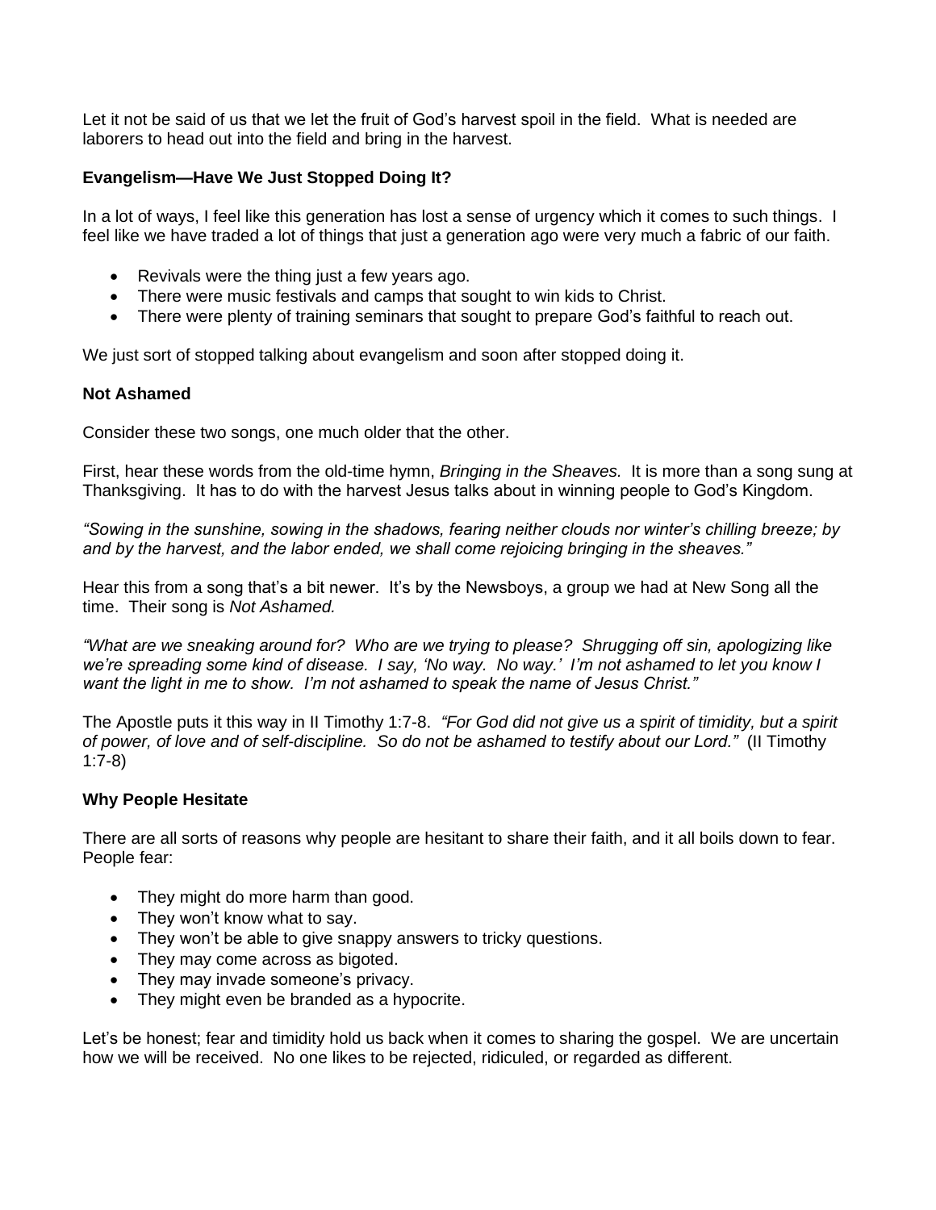Let it not be said of us that we let the fruit of God's harvest spoil in the field. What is needed are laborers to head out into the field and bring in the harvest.

**Evangelism—Have We Just Stopped Doing It?**

In a lot of ways, I feel like this generation has lost a sense of urgency which it comes to such things. I feel like we have traded a lot of things that just a generation ago were very much a fabric of our faith.

- Revivals were the thing just a few years ago.
- There were music festivals and camps that sought to win kids to Christ.
- There were plenty of training seminars that sought to prepare God's faithful to reach out.

We just sort of stopped talking about evangelism and soon after stopped doing it.

**Not Ashamed**

Consider these two songs, one much older that the other.

First, hear these words from the old-time hymn, *Bringing in the Sheaves.* It is more than a song sung at Thanksgiving. It has to do with the harvest Jesus talks about in winning people to God's Kingdom.

*"Sowing in the sunshine, sowing in the shadows, fearing neither clouds nor winter's chilling breeze; by and by the harvest, and the labor ended, we shall come rejoicing bringing in the sheaves."*

Hear this from a song that's a bit newer. It's by the Newsboys, a group we had at New Song all the time. Their song is *Not Ashamed.*

*"What are we sneaking around for? Who are we trying to please? Shrugging off sin, apologizing like we're spreading some kind of disease. I say, 'No way. No way.' I'm not ashamed to let you know I want the light in me to show. I'm not ashamed to speak the name of Jesus Christ."*

The Apostle puts it this way in II Timothy 1:7-8. *"For God did not give us a spirit of timidity, but a spirit of power, of love and of self-discipline. So do not be ashamed to testify about our Lord."* (II Timothy 1:7-8)

**Why People Hesitate**

There are all sorts of reasons why people are hesitant to share their faith, and it all boils down to fear. People fear:

- They might do more harm than good.
- They won't know what to say.
- They won't be able to give snappy answers to tricky questions.
- They may come across as bigoted.
- They may invade someone's privacy.
- They might even be branded as a hypocrite.

Let's be honest; fear and timidity hold us back when it comes to sharing the gospel. We are uncertain how we will be received. No one likes to be rejected, ridiculed, or regarded as different.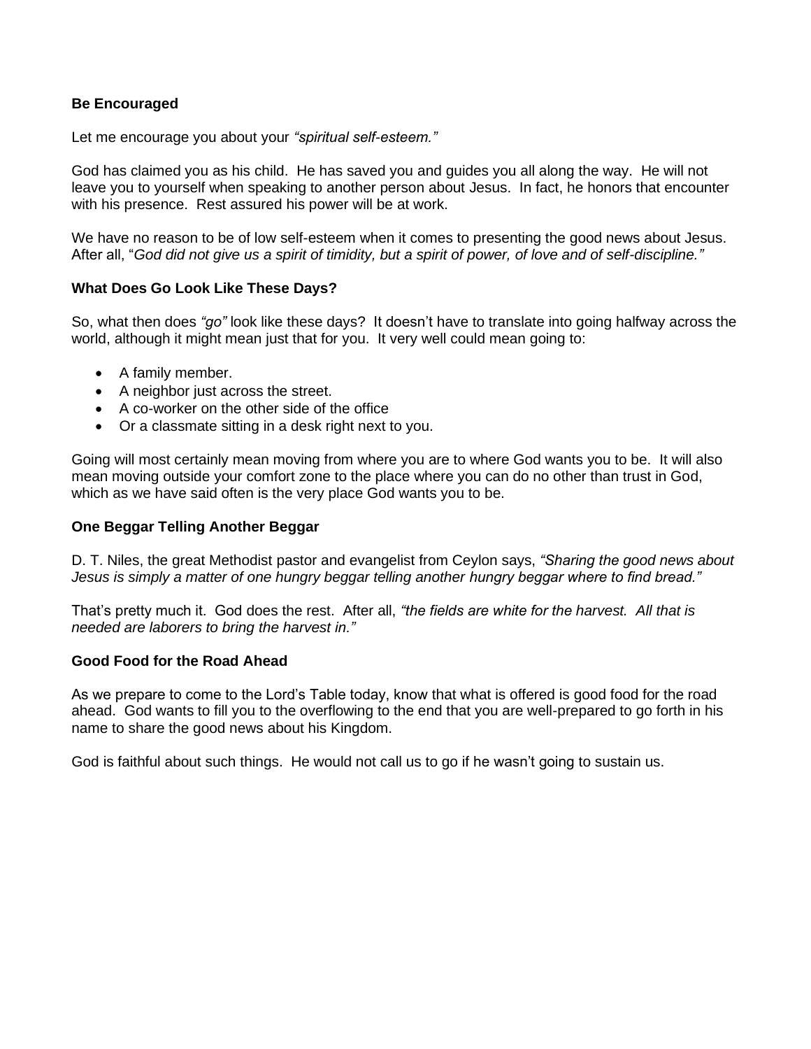**Be Encouraged**

Let me encourage you about your *"spiritual self-esteem."*

God has claimed you as his child. He has saved you and guides you all along the way. He will not leave you to yourself when speaking to another person about Jesus. In fact, he honors that encounter with his presence. Rest assured his power will be at work.

We have no reason to be of low self-esteem when it comes to presenting the good news about Jesus. After all, "*God did not give us a spirit of timidity, but a spirit of power, of love and of self-discipline."*

**What Does Go Look Like These Days?**

So, what then does *"go"* look like these days? It doesn't have to translate into going halfway across the world, although it might mean just that for you. It very well could mean going to:

- A family member.
- A neighbor just across the street.
- A co-worker on the other side of the office
- Or a classmate sitting in a desk right next to you.

Going will most certainly mean moving from where you are to where God wants you to be. It will also mean moving outside your comfort zone to the place where you can do no other than trust in God, which as we have said often is the very place God wants you to be.

**One Beggar Telling Another Beggar**

D. T. Niles, the great Methodist pastor and evangelist from Ceylon says, *"Sharing the good news about Jesus is simply a matter of one hungry beggar telling another hungry beggar where to find bread."*

That's pretty much it. God does the rest. After all, *"the fields are white for the harvest. All that is needed are laborers to bring the harvest in."*

**Good Food for the Road Ahead**

As we prepare to come to the Lord's Table today, know that what is offered is good food for the road ahead. God wants to fill you to the overflowing to the end that you are well-prepared to go forth in his name to share the good news about his Kingdom.

God is faithful about such things. He would not call us to go if he wasn't going to sustain us.